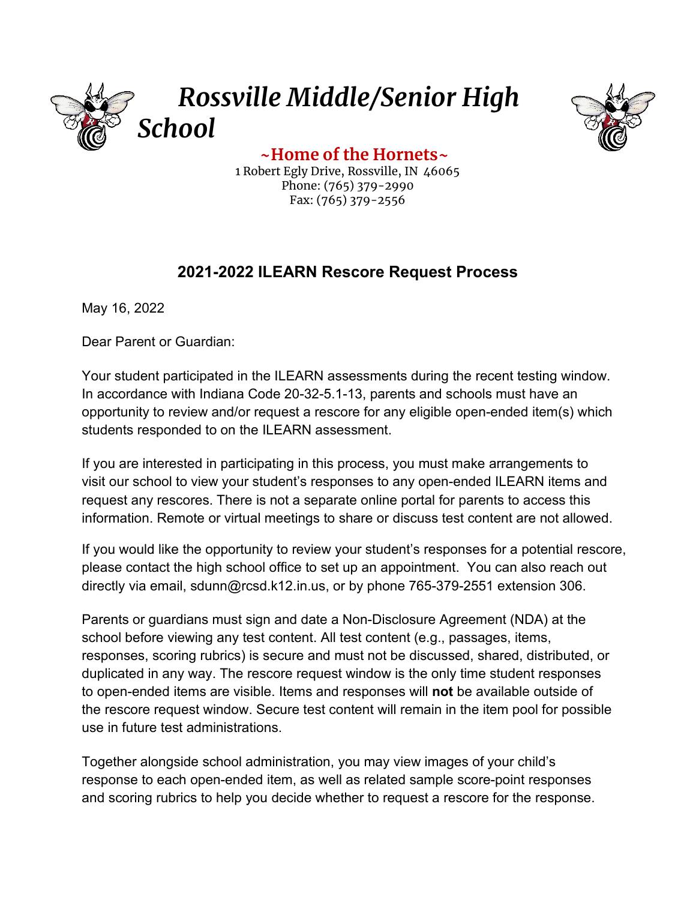# Rossville Middle/Senior High School

**~Home of the Hornets~**

1 Robert Egly Drive, Rossville, IN 46065
Phone: (765) 379-2990
Fax: (765) 379-2556

## 2021-2022 ILEARN Rescore Request Process

May 16, 2022

Dear Parent or Guardian:

Your student participated in the ILEARN assessments during the recent testing window. In accordance with Indiana Code 20-32-5.1-13, parents and schools must have an opportunity to review and/or request a rescore for any eligible open-ended item(s) which students responded to on the ILEARN assessment.

If you are interested in participating in this process, you must make arrangements to visit our school to view your student's responses to any open-ended ILEARN items and request any rescores. There is not a separate online portal for parents to access this information. Remote or virtual meetings to share or discuss test content are not allowed.

If you would like the opportunity to review your student's responses for a potential rescore, please contact the high school office to set up an appointment. You can also reach out directly via email, sdunn@rcsd.k12.in.us, or by phone 765-379-2551 extension 306.

Parents or guardians must sign and date a Non-Disclosure Agreement (NDA) at the school before viewing any test content. All test content (e.g., passages, items, responses, scoring rubrics) is secure and must not be discussed, shared, distributed, or duplicated in any way. The rescore request window is the only time student responses to open-ended items are visible. Items and responses will **not** be available outside of the rescore request window. Secure test content will remain in the item pool for possible use in future test administrations.

Together alongside school administration, you may view images of your child's response to each open-ended item, as well as related sample score-point responses and scoring rubrics to help you decide whether to request a rescore for the response.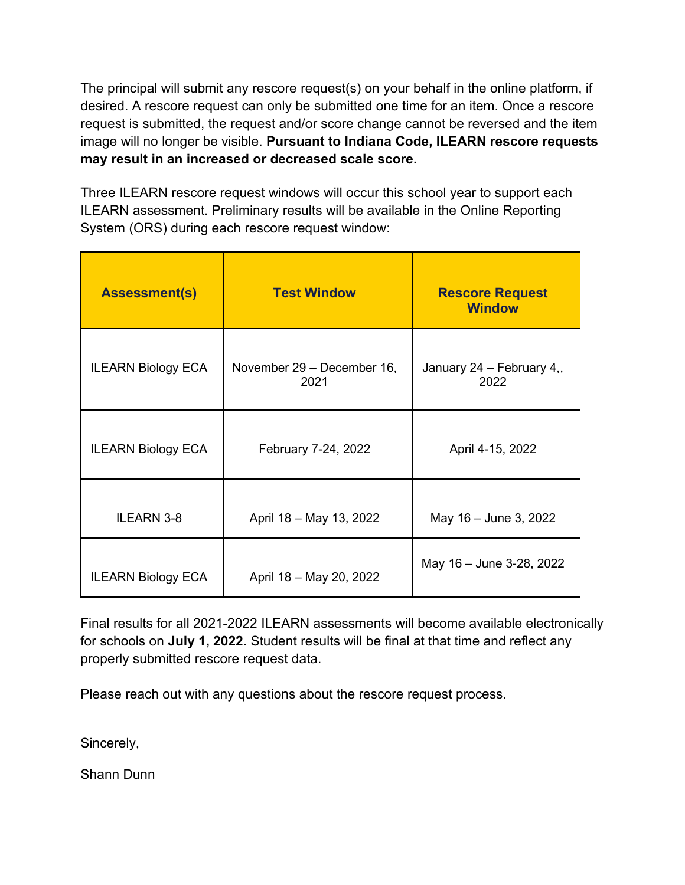The principal will submit any rescore request(s) on your behalf in the online platform, if desired. A rescore request can only be submitted one time for an item. Once a rescore request is submitted, the request and/or score change cannot be reversed and the item image will no longer be visible. **Pursuant to Indiana Code, ILEARN rescore requests may result in an increased or decreased scale score.**

Three ILEARN rescore request windows will occur this school year to support each ILEARN assessment. Preliminary results will be available in the Online Reporting System (ORS) during each rescore request window:

| Assessment(s) | Test Window | Rescore Request Window |
| --- | --- | --- |
| ILEARN Biology ECA | November 29 – December 16, 2021 | January 24 – February 4,, 2022 |
| ILEARN Biology ECA | February 7-24, 2022 | April 4-15, 2022 |
| ILEARN 3-8 | April 18 – May 13, 2022 | May 16 – June 3, 2022 |
| ILEARN Biology ECA | April 18 – May 20, 2022 | May 16 – June 3-28, 2022 |

Final results for all 2021-2022 ILEARN assessments will become available electronically for schools on **July 1, 2022**. Student results will be final at that time and reflect any properly submitted rescore request data.

Please reach out with any questions about the rescore request process.

Sincerely,

Shann Dunn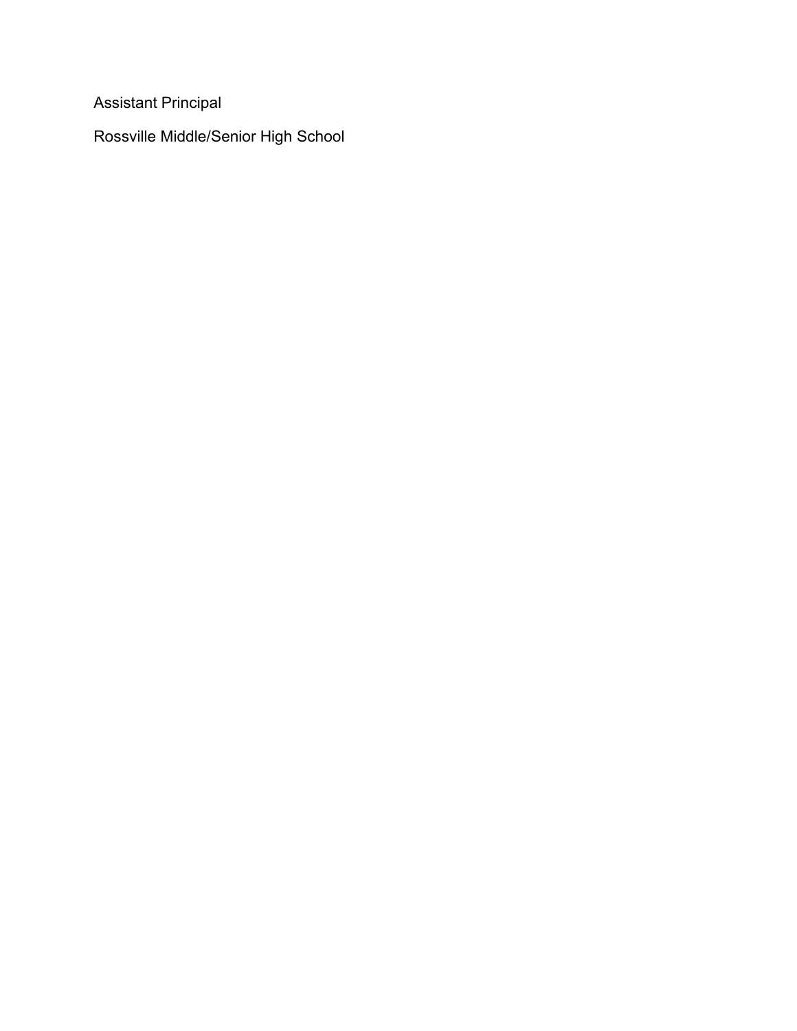Assistant Principal

Rossville Middle/Senior High School